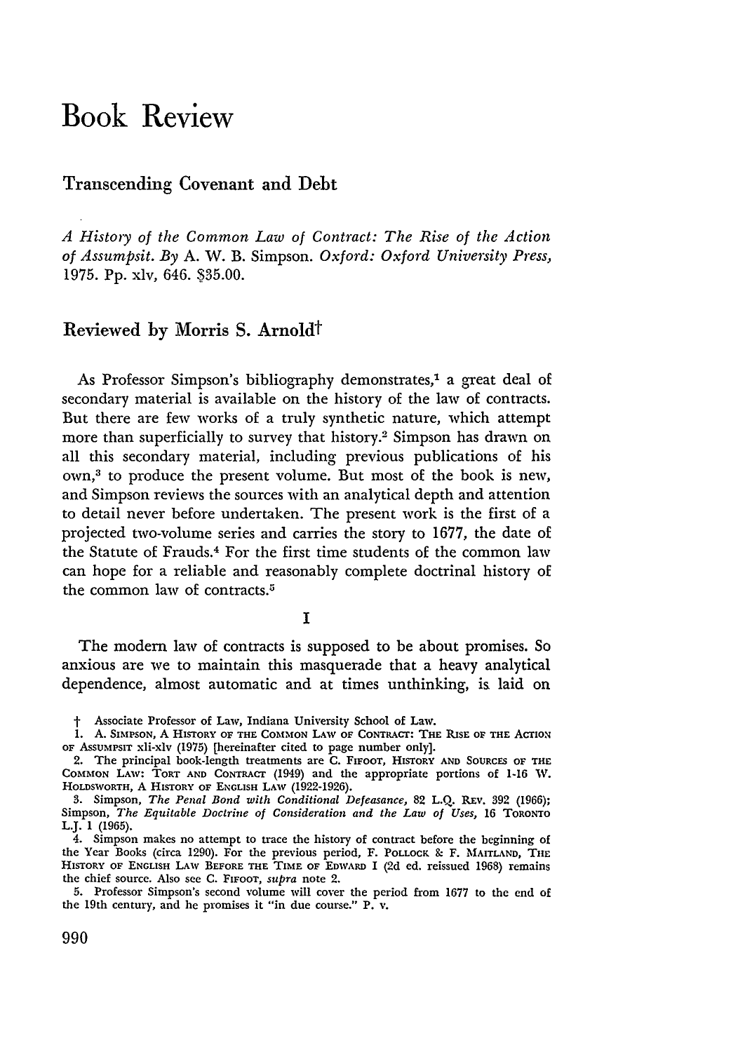# Book Review

## Transcending Covenant and Debt

*A History of the Common Law of Contract: The Rise of the Action of Assumpsit*. By A. W. B. Simpson. *Oxford: Oxford University Press*, 1975. Pp. xlv, 646. $35.00.

### Reviewed by Morris S. Arnold†

As Professor Simpson's bibliography demonstrates,[1] a great deal of secondary material is available on the history of the law of contracts. But there are few works of a truly synthetic nature, which attempt more than superficially to survey that history.[2] Simpson has drawn on all this secondary material, including previous publications of his own,[3] to produce the present volume. But most of the book is new, and Simpson reviews the sources with an analytical depth and attention to detail never before undertaken. The present work is the first of a projected two-volume series and carries the story to 1677, the date of the Statute of Frauds.[4] For the first time students of the common law can hope for a reliable and reasonably complete doctrinal history of the common law of contracts.[5]

I

The modern law of contracts is supposed to be about promises. So anxious are we to maintain this masquerade that a heavy analytical dependence, almost automatic and at times unthinking, is laid on

† Associate Professor of Law, Indiana University School of Law.

1. A. Simpson, A History of the Common Law of Contract: The Rise of the Action of Assumpsit xli-xlv (1975) [hereinafter cited to page number only].

2. The principal book-length treatments are C. Fifoot, History and Sources of the Common Law: Tort and Contract (1949) and the appropriate portions of 1-16 W. Holdsworth, A History of English Law (1922-1926).

3. Simpson, *The Penal Bond with Conditional Defeasance*, 82 L.Q. Rev. 392 (1966); Simpson, *The Equitable Doctrine of Consideration and the Law of Uses*, 16 Toronto L.J. 1 (1965).

4. Simpson makes no attempt to trace the history of contract before the beginning of the Year Books (circa 1290). For the previous period, F. Pollock & F. Maitland, The History of English Law Before the Time of Edward I (2d ed. reissued 1968) remains the chief source. Also see C. Fifoot, *supra* note 2.

5. Professor Simpson's second volume will cover the period from 1677 to the end of the 19th century, and he promises it "in due course." P. v.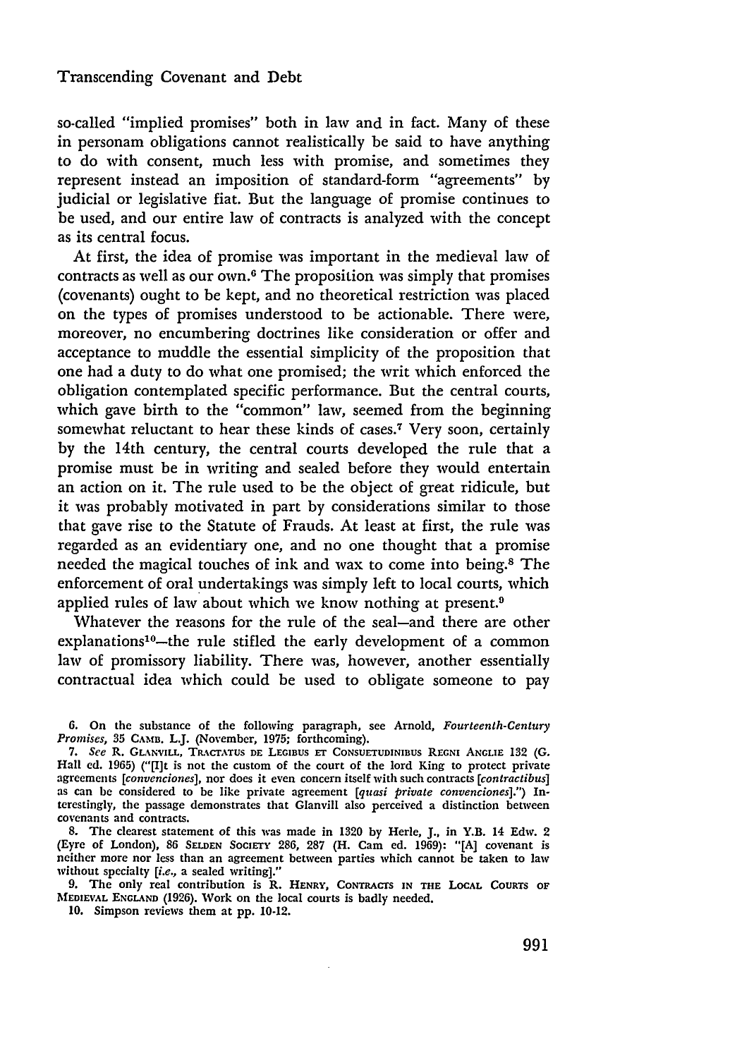so-called "implied promises" both in law and in fact. Many of these in personam obligations cannot realistically be said to have anything to do with consent, much less with promise, and sometimes they represent instead an imposition of standard-form "agreements" by judicial or legislative fiat. But the language of promise continues to be used, and our entire law of contracts is analyzed with the concept as its central focus.

At first, the idea of promise was important in the medieval law of contracts as well as our own.[6] The proposition was simply that promises (covenants) ought to be kept, and no theoretical restriction was placed on the types of promises understood to be actionable. There were, moreover, no encumbering doctrines like consideration or offer and acceptance to muddle the essential simplicity of the proposition that one had a duty to do what one promised; the writ which enforced the obligation contemplated specific performance. But the central courts, which gave birth to the "common" law, seemed from the beginning somewhat reluctant to hear these kinds of cases.[7] Very soon, certainly by the 14th century, the central courts developed the rule that a promise must be in writing and sealed before they would entertain an action on it. The rule used to be the object of great ridicule, but it was probably motivated in part by considerations similar to those that gave rise to the Statute of Frauds. At least at first, the rule was regarded as an evidentiary one, and no one thought that a promise needed the magical touches of ink and wax to come into being.[8] The enforcement of oral undertakings was simply left to local courts, which applied rules of law about which we know nothing at present.[9]

Whatever the reasons for the rule of the seal—and there are other explanations[10]—the rule stifled the early development of a common law of promissory liability. There was, however, another essentially contractual idea which could be used to obligate someone to pay

6. On the substance of the following paragraph, see Arnold, *Fourteenth-Century Promises*, 35 CAMB. L.J. (November, 1975; forthcoming).

7. *See* R. GLANVILL, TRACTATUS DE LEGIBUS ET CONSUETUDINIBUS REGNI ANGLIE 132 (G. Hall ed. 1965) ("[I]t is not the custom of the court of the lord King to protect private agreements [*convenciones*], nor does it even concern itself with such contracts [*contractibus*] as can be considered to be like private agreement [*quasi private convenciones*].") Interestingly, the passage demonstrates that Glanvill also perceived a distinction between covenants and contracts.

8. The clearest statement of this was made in 1320 by Herle, J., in Y.B. 14 Edw. 2 (Eyre of London), 86 SELDEN SOCIETY 286, 287 (H. Cam ed. 1969): "[A] covenant is neither more nor less than an agreement between parties which cannot be taken to law without specialty [*i.e.*, a sealed writing]."

9. The only real contribution is R. HENRY, CONTRACTS IN THE LOCAL COURTS OF MEDIEVAL ENGLAND (1926). Work on the local courts is badly needed.

10. Simpson reviews them at pp. 10-12.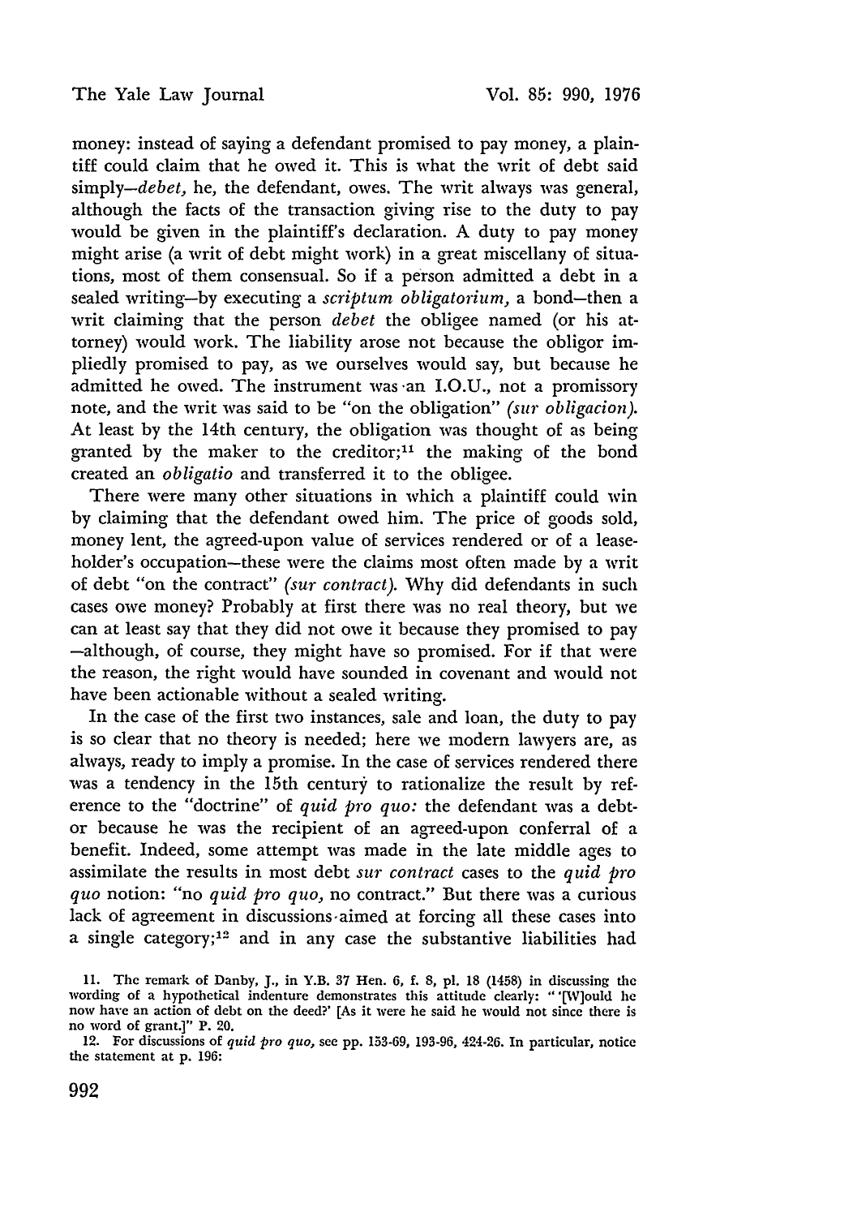money: instead of saying a defendant promised to pay money, a plaintiff could claim that he owed it. This is what the writ of debt said simply—*debet*, he, the defendant, owes. The writ always was general, although the facts of the transaction giving rise to the duty to pay would be given in the plaintiff's declaration. A duty to pay money might arise (a writ of debt might work) in a great miscellany of situations, most of them consensual. So if a person admitted a debt in a sealed writing—by executing a *scriptum obligatorium*, a bond—then a writ claiming that the person *debet* the obligee named (or his attorney) would work. The liability arose not because the obligor impliedly promised to pay, as we ourselves would say, but because he admitted he owed. The instrument was an I.O.U., not a promissory note, and the writ was said to be "on the obligation" *(sur obligacion)*. At least by the 14th century, the obligation was thought of as being granted by the maker to the creditor;[11] the making of the bond created an *obligatio* and transferred it to the obligee.

There were many other situations in which a plaintiff could win by claiming that the defendant owed him. The price of goods sold, money lent, the agreed-upon value of services rendered or of a leaseholder's occupation—these were the claims most often made by a writ of debt "on the contract" *(sur contract)*. Why did defendants in such cases owe money? Probably at first there was no real theory, but we can at least say that they did not owe it because they promised to pay—although, of course, they might have so promised. For if that were the reason, the right would have sounded in covenant and would not have been actionable without a sealed writing.

In the case of the first two instances, sale and loan, the duty to pay is so clear that no theory is needed; here we modern lawyers are, as always, ready to imply a promise. In the case of services rendered there was a tendency in the 15th century to rationalize the result by reference to the "doctrine" of *quid pro quo:* the defendant was a debtor because he was the recipient of an agreed-upon conferral of a benefit. Indeed, some attempt was made in the late middle ages to assimilate the results in most debt *sur contract* cases to the *quid pro quo* notion: "no *quid pro quo*, no contract." But there was a curious lack of agreement in discussions aimed at forcing all these cases into a single category;[12] and in any case the substantive liabilities had

11. The remark of Danby, J., in Y.B. 37 Hen. 6, f. 8, pl. 18 (1458) in discussing the wording of a hypothetical indenture demonstrates this attitude clearly: "'[W]ould he now have an action of debt on the deed?' [As it were he said he would not since there is no word of grant.]" P. 20.

12. For discussions of *quid pro quo*, see pp. 153-69, 193-96, 424-26. In particular, notice the statement at p. 196: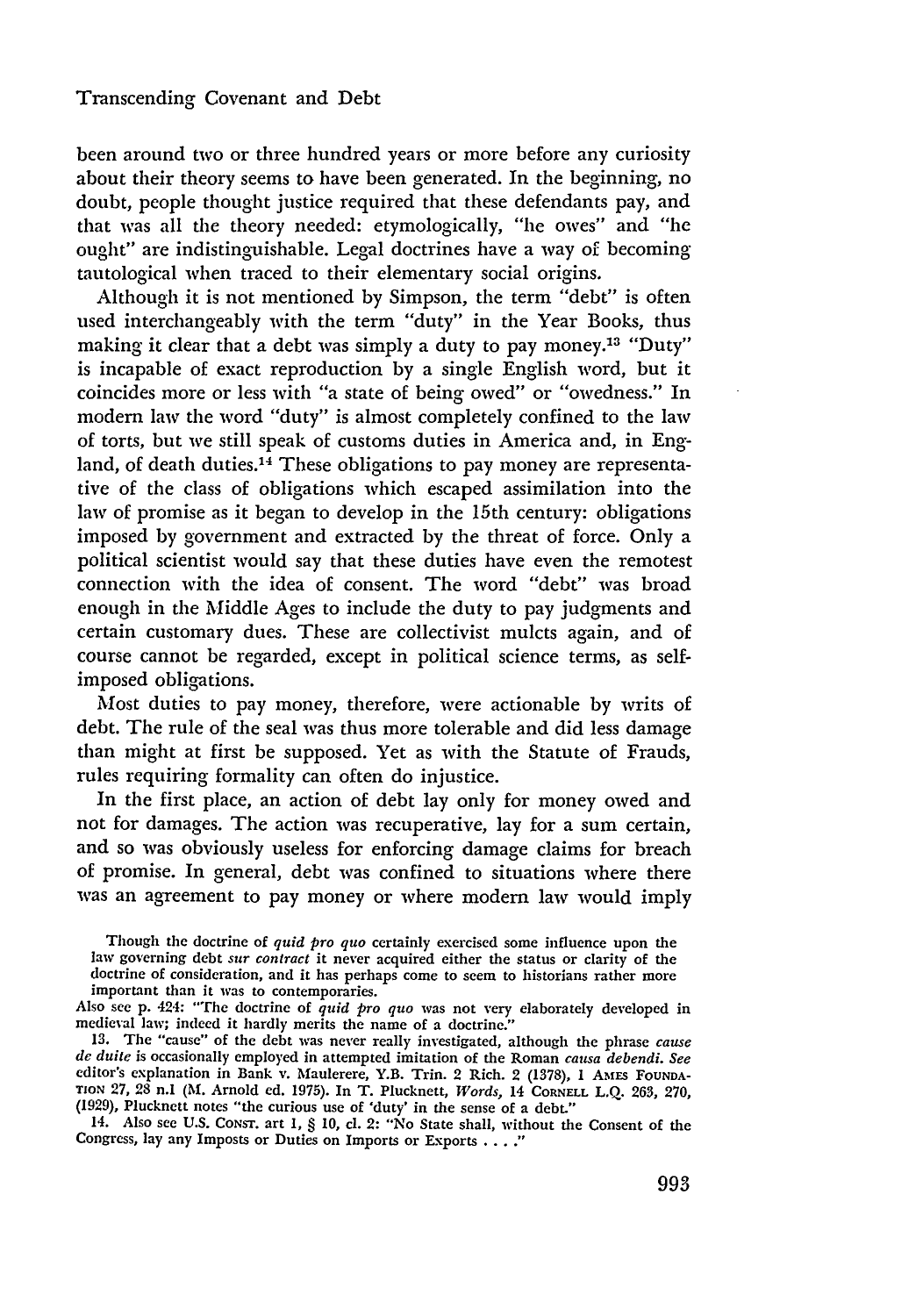been around two or three hundred years or more before any curiosity about their theory seems to have been generated. In the beginning, no doubt, people thought justice required that these defendants pay, and that was all the theory needed: etymologically, "he owes" and "he ought" are indistinguishable. Legal doctrines have a way of becoming tautological when traced to their elementary social origins.

Although it is not mentioned by Simpson, the term "debt" is often used interchangeably with the term "duty" in the Year Books, thus making it clear that a debt was simply a duty to pay money.[13] "Duty" is incapable of exact reproduction by a single English word, but it coincides more or less with "a state of being owed" or "owedness." In modern law the word "duty" is almost completely confined to the law of torts, but we still speak of customs duties in America and, in England, of death duties.[14] These obligations to pay money are representative of the class of obligations which escaped assimilation into the law of promise as it began to develop in the 15th century: obligations imposed by government and extracted by the threat of force. Only a political scientist would say that these duties have even the remotest connection with the idea of consent. The word "debt" was broad enough in the Middle Ages to include the duty to pay judgments and certain customary dues. These are collectivist mulcts again, and of course cannot be regarded, except in political science terms, as self-imposed obligations.

Most duties to pay money, therefore, were actionable by writs of debt. The rule of the seal was thus more tolerable and did less damage than might at first be supposed. Yet as with the Statute of Frauds, rules requiring formality can often do injustice.

In the first place, an action of debt lay only for money owed and not for damages. The action was recuperative, lay for a sum certain, and so was obviously useless for enforcing damage claims for breach of promise. In general, debt was confined to situations where there was an agreement to pay money or where modern law would imply

Though the doctrine of *quid pro quo* certainly exercised some influence upon the law governing debt *sur contract* it never acquired either the status or clarity of the doctrine of consideration, and it has perhaps come to seem to historians rather more important than it was to contemporaries.

Also see p. 424: "The doctrine of *quid pro quo* was not very elaborately developed in medieval law; indeed it hardly merits the name of a doctrine."

13. The "cause" of the debt was never really investigated, although the phrase *cause de duite* is occasionally employed in attempted imitation of the Roman *causa debendi*. *See* editor's explanation in Bank v. Maulerere, Y.B. Trin. 2 Rich. 2 (1378), 1 AMES FOUNDATION 27, 28 n.1 (M. Arnold ed. 1975). In T. Plucknett, *Words*, 14 CORNELL L.Q. 263, 270, (1929), Plucknett notes "the curious use of 'duty' in the sense of a debt."

14. Also see U.S. CONST. art 1, § 10, cl. 2: "No State shall, without the Consent of the Congress, lay any Imposts or Duties on Imports or Exports . . . ."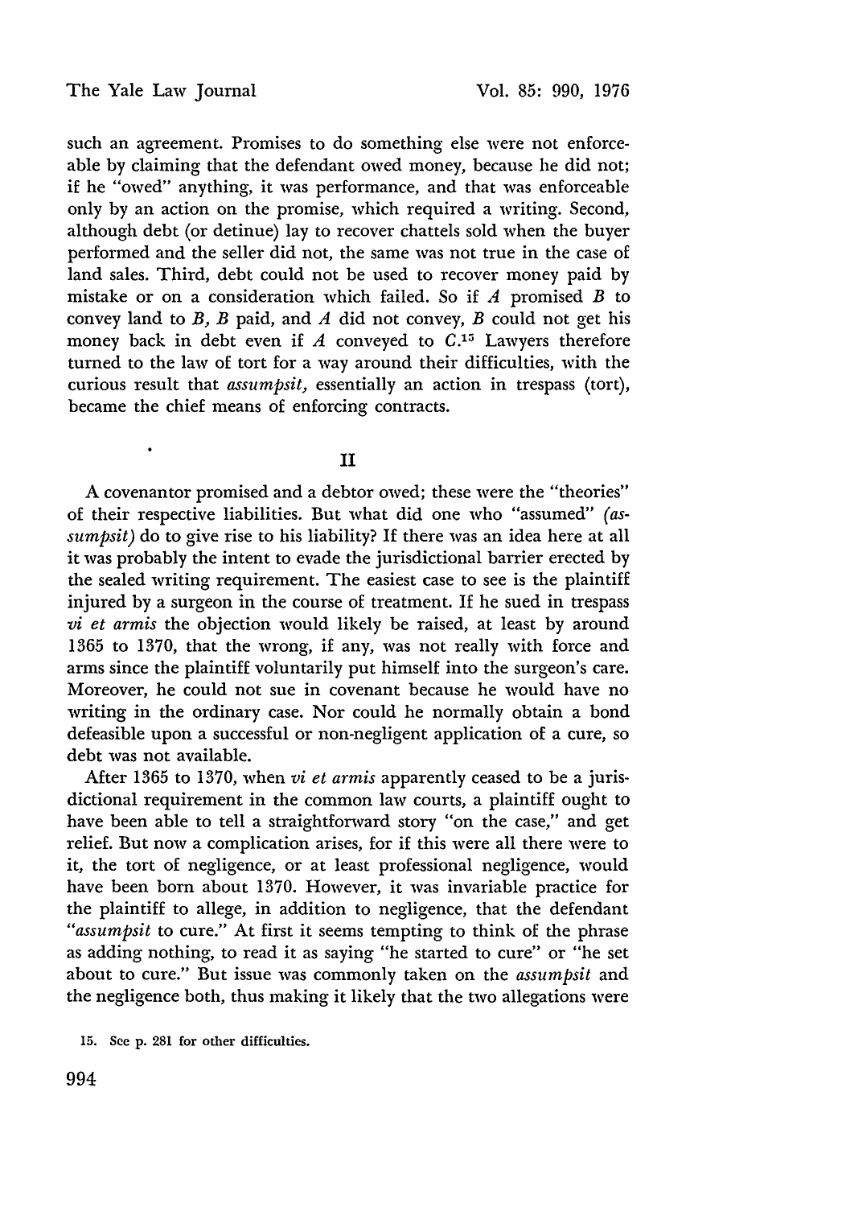such an agreement. Promises to do something else were not enforceable by claiming that the defendant owed money, because he did not; if he "owed" anything, it was performance, and that was enforceable only by an action on the promise, which required a writing. Second, although debt (or detinue) lay to recover chattels sold when the buyer performed and the seller did not, the same was not true in the case of land sales. Third, debt could not be used to recover money paid by mistake or on a consideration which failed. So if *A* promised *B* to convey land to *B*, *B* paid, and *A* did not convey, *B* could not get his money back in debt even if *A* conveyed to *C*.[15] Lawyers therefore turned to the law of tort for a way around their difficulties, with the curious result that *assumpsit*, essentially an action in trespass (tort), became the chief means of enforcing contracts.

## II

A covenantor promised and a debtor owed; these were the "theories" of their respective liabilities. But what did one who "assumed" *(assumpsit)* do to give rise to his liability? If there was an idea here at all it was probably the intent to evade the jurisdictional barrier erected by the sealed writing requirement. The easiest case to see is the plaintiff injured by a surgeon in the course of treatment. If he sued in trespass *vi et armis* the objection would likely be raised, at least by around 1365 to 1370, that the wrong, if any, was not really with force and arms since the plaintiff voluntarily put himself into the surgeon's care. Moreover, he could not sue in covenant because he would have no writing in the ordinary case. Nor could he normally obtain a bond defeasible upon a successful or non-negligent application of a cure, so debt was not available.

After 1365 to 1370, when *vi et armis* apparently ceased to be a jurisdictional requirement in the common law courts, a plaintiff ought to have been able to tell a straightforward story "on the case," and get relief. But now a complication arises, for if this were all there were to it, the tort of negligence, or at least professional negligence, would have been born about 1370. However, it was invariable practice for the plaintiff to allege, in addition to negligence, that the defendant "*assumpsit* to cure." At first it seems tempting to think of the phrase as adding nothing, to read it as saying "he started to cure" or "he set about to cure." But issue was commonly taken on the *assumpsit* and the negligence both, thus making it likely that the two allegations were

15. See p. 281 for other difficulties.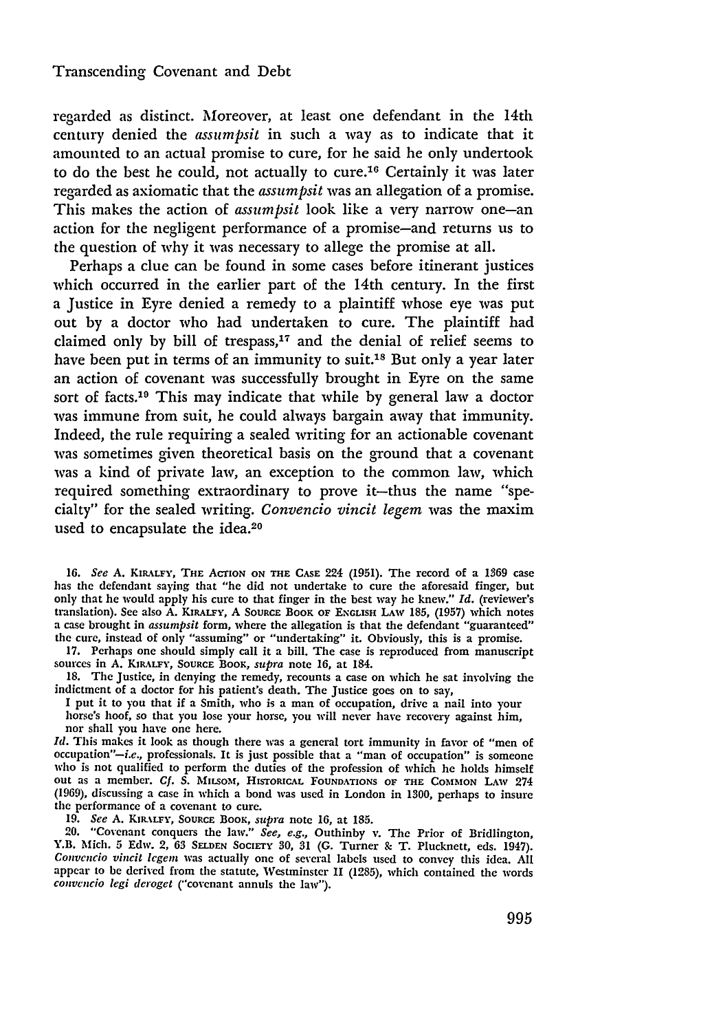regarded as distinct. Moreover, at least one defendant in the 14th century denied the *assumpsit* in such a way as to indicate that it amounted to an actual promise to cure, for he said he only undertook to do the best he could, not actually to cure.[16] Certainly it was later regarded as axiomatic that the *assumpsit* was an allegation of a promise. This makes the action of *assumpsit* look like a very narrow one—an action for the negligent performance of a promise—and returns us to the question of why it was necessary to allege the promise at all.

Perhaps a clue can be found in some cases before itinerant justices which occurred in the earlier part of the 14th century. In the first a Justice in Eyre denied a remedy to a plaintiff whose eye was put out by a doctor who had undertaken to cure. The plaintiff had claimed only by bill of trespass,[17] and the denial of relief seems to have been put in terms of an immunity to suit.[18] But only a year later an action of covenant was successfully brought in Eyre on the same sort of facts.[19] This may indicate that while by general law a doctor was immune from suit, he could always bargain away that immunity. Indeed, the rule requiring a sealed writing for an actionable covenant was sometimes given theoretical basis on the ground that a covenant was a kind of private law, an exception to the common law, which required something extraordinary to prove it—thus the name "specialty" for the sealed writing. *Convencio vincit legem* was the maxim used to encapsulate the idea.[20]

16. *See* A. Kiralfy, The Action on the Case 224 (1951). The record of a 1369 case has the defendant saying that "he did not undertake to cure the aforesaid finger, but only that he would apply his cure to that finger in the best way he knew." *Id.* (reviewer's translation). See also A. Kiralfy, A Source Book of English Law 185, (1957) which notes a case brought in *assumpsit* form, where the allegation is that the defendant "guaranteed" the cure, instead of only "assuming" or "undertaking" it. Obviously, this is a promise.

17. Perhaps one should simply call it a bill. The case is reproduced from manuscript sources in A. Kiralfy, Source Book, *supra* note 16, at 184.

18. The Justice, in denying the remedy, recounts a case on which he sat involving the indictment of a doctor for his patient's death. The Justice goes on to say,

> I put it to you that if a Smith, who is a man of occupation, drive a nail into your horse's hoof, so that you lose your horse, you will never have recovery against him, nor shall you have one here.

*Id.* This makes it look as though there was a general tort immunity in favor of "men of occupation"—*i.e.*, professionals. It is just possible that a "man of occupation" is someone who is not qualified to perform the duties of the profession of which he holds himself out as a member. *Cf.* S. Milsom, Historical Foundations of the Common Law 274 (1969), discussing a case in which a bond was used in London in 1300, perhaps to insure the performance of a covenant to cure.

19. *See* A. Kiralfy, Source Book, *supra* note 16, at 185.

20. "Covenant conquers the law." *See, e.g.*, Outhinby v. The Prior of Bridlington, Y.B. Mich. 5 Edw. 2, 63 Selden Society 30, 31 (G. Turner & T. Plucknett, eds. 1947). *Convencio vincit legem* was actually one of several labels used to convey this idea. All appear to be derived from the statute, Westminster II (1285), which contained the words *convencio legi deroget* ("covenant annuls the law").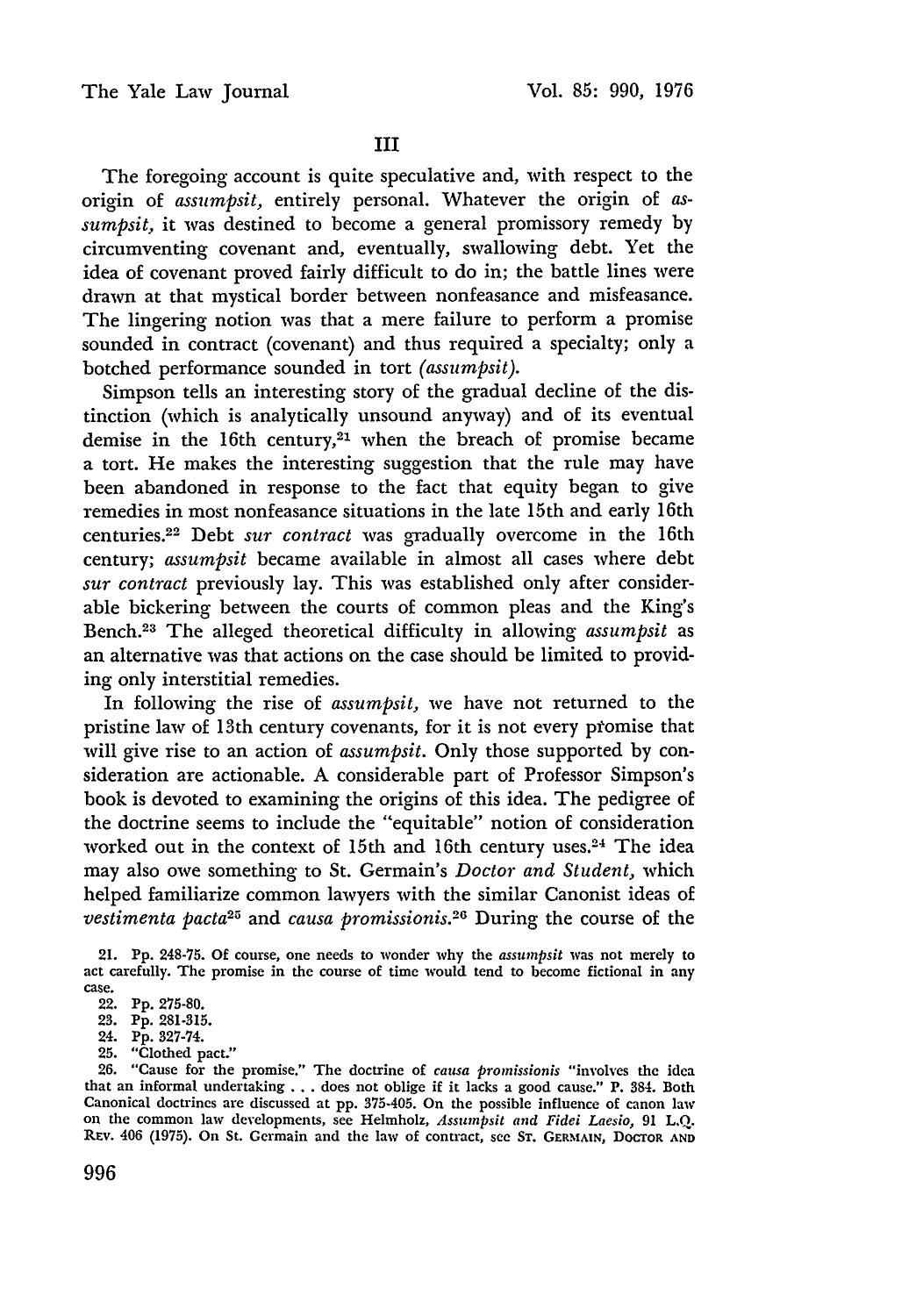## III

The foregoing account is quite speculative and, with respect to the origin of *assumpsit*, entirely personal. Whatever the origin of *assumpsit*, it was destined to become a general promissory remedy by circumventing covenant and, eventually, swallowing debt. Yet the idea of covenant proved fairly difficult to do in; the battle lines were drawn at that mystical border between nonfeasance and misfeasance. The lingering notion was that a mere failure to perform a promise sounded in contract (covenant) and thus required a specialty; only a botched performance sounded in tort (*assumpsit*).

Simpson tells an interesting story of the gradual decline of the distinction (which is analytically unsound anyway) and of its eventual demise in the 16th century,[21] when the breach of promise became a tort. He makes the interesting suggestion that the rule may have been abandoned in response to the fact that equity began to give remedies in most nonfeasance situations in the late 15th and early 16th centuries.[22] Debt *sur contract* was gradually overcome in the 16th century; *assumpsit* became available in almost all cases where debt *sur contract* previously lay. This was established only after considerable bickering between the courts of common pleas and the King's Bench.[23] The alleged theoretical difficulty in allowing *assumpsit* as an alternative was that actions on the case should be limited to providing only interstitial remedies.

In following the rise of *assumpsit*, we have not returned to the pristine law of 13th century covenants, for it is not every promise that will give rise to an action of *assumpsit*. Only those supported by consideration are actionable. A considerable part of Professor Simpson's book is devoted to examining the origins of this idea. The pedigree of the doctrine seems to include the "equitable" notion of consideration worked out in the context of 15th and 16th century uses.[24] The idea may also owe something to St. Germain's *Doctor and Student*, which helped familiarize common lawyers with the similar Canonist ideas of *vestimenta pacta*[25] and *causa promissionis*.[26] During the course of the

21. Pp. 248-75. Of course, one needs to wonder why the *assumpsit* was not merely to act carefully. The promise in the course of time would tend to become fictional in any case.

22. Pp. 275-80.

23. Pp. 281-315.

24. Pp. 327-74.

25. "Clothed pact."

26. "Cause for the promise." The doctrine of *causa promissionis* "involves the idea that an informal undertaking . . . does not oblige if it lacks a good cause." P. 384. Both Canonical doctrines are discussed at pp. 375-405. On the possible influence of canon law on the common law developments, see Helmholz, *Assumpsit and Fidei Laesio*, 91 L.Q. Rev. 406 (1975). On St. Germain and the law of contract, see St. Germain, Doctor and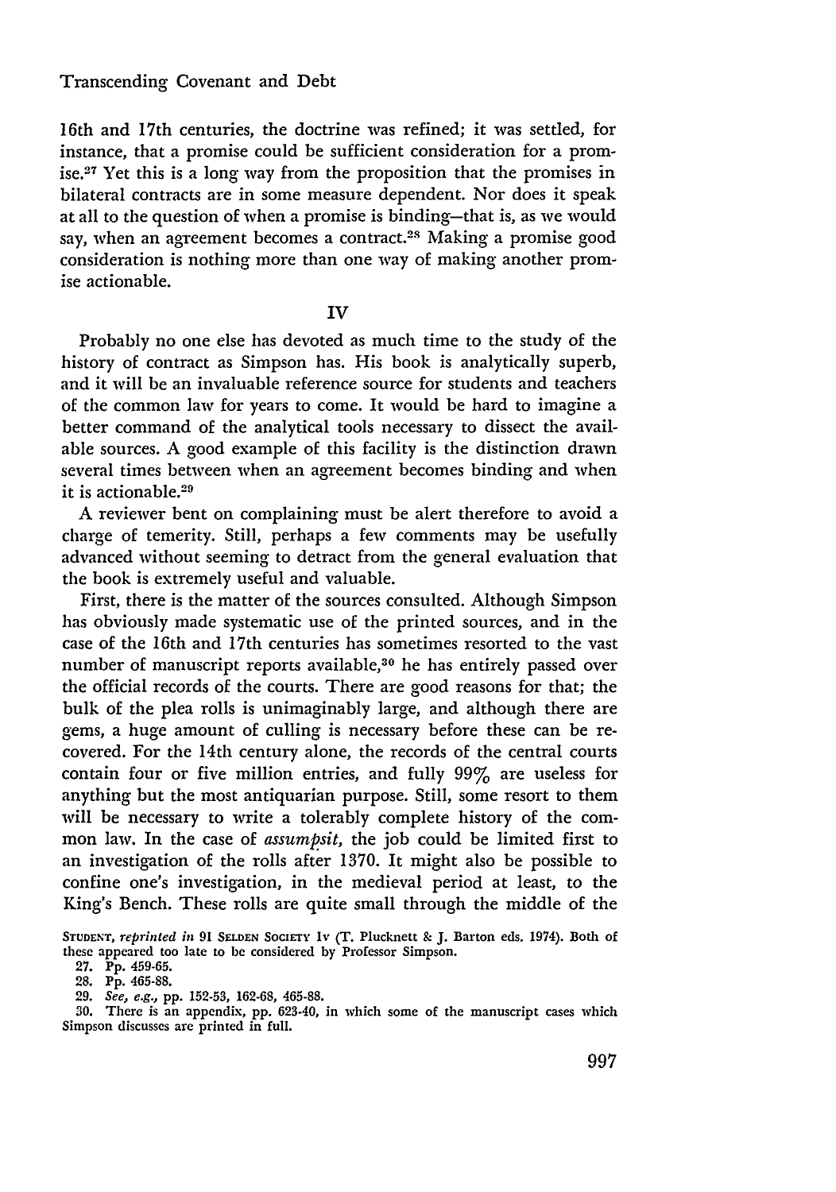16th and 17th centuries, the doctrine was refined; it was settled, for instance, that a promise could be sufficient consideration for a promise.[27] Yet this is a long way from the proposition that the promises in bilateral contracts are in some measure dependent. Nor does it speak at all to the question of when a promise is binding—that is, as we would say, when an agreement becomes a contract.[28] Making a promise good consideration is nothing more than one way of making another promise actionable.

## IV

Probably no one else has devoted as much time to the study of the history of contract as Simpson has. His book is analytically superb, and it will be an invaluable reference source for students and teachers of the common law for years to come. It would be hard to imagine a better command of the analytical tools necessary to dissect the available sources. A good example of this facility is the distinction drawn several times between when an agreement becomes binding and when it is actionable.[29]

A reviewer bent on complaining must be alert therefore to avoid a charge of temerity. Still, perhaps a few comments may be usefully advanced without seeming to detract from the general evaluation that the book is extremely useful and valuable.

First, there is the matter of the sources consulted. Although Simpson has obviously made systematic use of the printed sources, and in the case of the 16th and 17th centuries has sometimes resorted to the vast number of manuscript reports available,[30] he has entirely passed over the official records of the courts. There are good reasons for that; the bulk of the plea rolls is unimaginably large, and although there are gems, a huge amount of culling is necessary before these can be recovered. For the 14th century alone, the records of the central courts contain four or five million entries, and fully 99% are useless for anything but the most antiquarian purpose. Still, some resort to them will be necessary to write a tolerably complete history of the common law. In the case of *assumpsit*, the job could be limited first to an investigation of the rolls after 1370. It might also be possible to confine one's investigation, in the medieval period at least, to the King's Bench. These rolls are quite small through the middle of the

STUDENT, *reprinted in* 91 SELDEN SOCIETY lv (T. Plucknett & J. Barton eds. 1974). Both of these appeared too late to be considered by Professor Simpson.

27. Pp. 459-65.

28. Pp. 465-88.

29. *See, e.g.*, pp. 152-53, 162-68, 465-88.

30. There is an appendix, pp. 623-40, in which some of the manuscript cases which Simpson discusses are printed in full.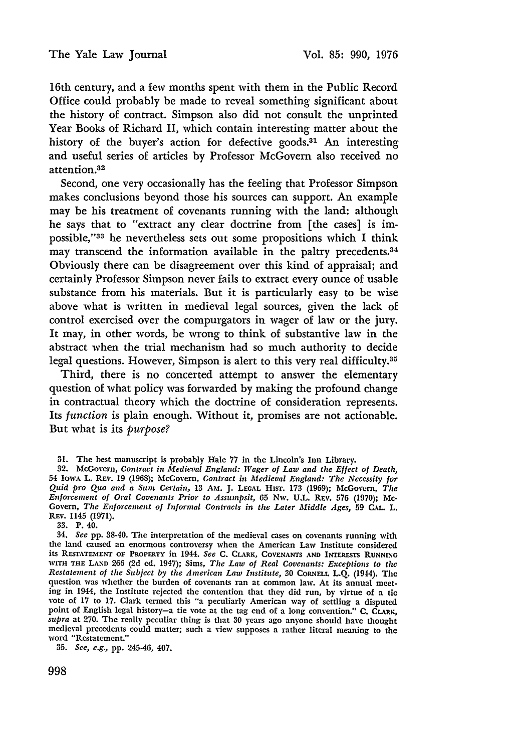16th century, and a few months spent with them in the Public Record Office could probably be made to reveal something significant about the history of contract. Simpson also did not consult the unprinted Year Books of Richard II, which contain interesting matter about the history of the buyer's action for defective goods.[31] An interesting and useful series of articles by Professor McGovern also received no attention.[32]

Second, one very occasionally has the feeling that Professor Simpson makes conclusions beyond those his sources can support. An example may be his treatment of covenants running with the land: although he says that to "extract any clear doctrine from [the cases] is impossible,"[33] he nevertheless sets out some propositions which I think may transcend the information available in the paltry precedents.[34] Obviously there can be disagreement over this kind of appraisal; and certainly Professor Simpson never fails to extract every ounce of usable substance from his materials. But it is particularly easy to be wise above what is written in medieval legal sources, given the lack of control exercised over the compurgators in wager of law or the jury. It may, in other words, be wrong to think of substantive law in the abstract when the trial mechanism had so much authority to decide legal questions. However, Simpson is alert to this very real difficulty.[35]

Third, there is no concerted attempt to answer the elementary question of what policy was forwarded by making the profound change in contractual theory which the doctrine of consideration represents. Its *function* is plain enough. Without it, promises are not actionable. But what is its *purpose?*

31. The best manuscript is probably Hale 77 in the Lincoln's Inn Library.

32. McGovern, *Contract in Medieval England: Wager of Law and the Effect of Death*, 54 IOWA L. REV. 19 (1968); McGovern, *Contract in Medieval England: The Necessity for Quid pro Quo and a Sum Certain*, 13 AM. J. LEGAL HIST. 173 (1969); McGovern, *The Enforcement of Oral Covenants Prior to Assumpsit*, 65 NW. U.L. REV. 576 (1970); McGovern, *The Enforcement of Informal Contracts in the Later Middle Ages*, 59 CAL. L. REV. 1145 (1971).

33. P. 40.

34. *See* pp. 38-40. The interpretation of the medieval cases on covenants running with the land caused an enormous controversy when the American Law Institute considered its RESTATEMENT OF PROPERTY in 1944. *See* C. CLARK, COVENANTS AND INTERESTS RUNNING WITH THE LAND 266 (2d ed. 1947); Sims, *The Law of Real Covenants: Exceptions to the Restatement of the Subject by the American Law Institute*, 30 CORNELL L.Q. (1944). The question was whether the burden of covenants ran at common law. At its annual meeting in 1944, the Institute rejected the contention that they did run, by virtue of a tie vote of 17 to 17. Clark termed this "a peculiarly American way of settling a disputed point of English legal history—a tie vote at the tag end of a long convention." C. CLARK, *supra* at 270. The really peculiar thing is that 30 years ago anyone should have thought medieval precedents could matter; such a view supposes a rather literal meaning to the word "Restatement."

35. *See, e.g.*, pp. 245-46, 407.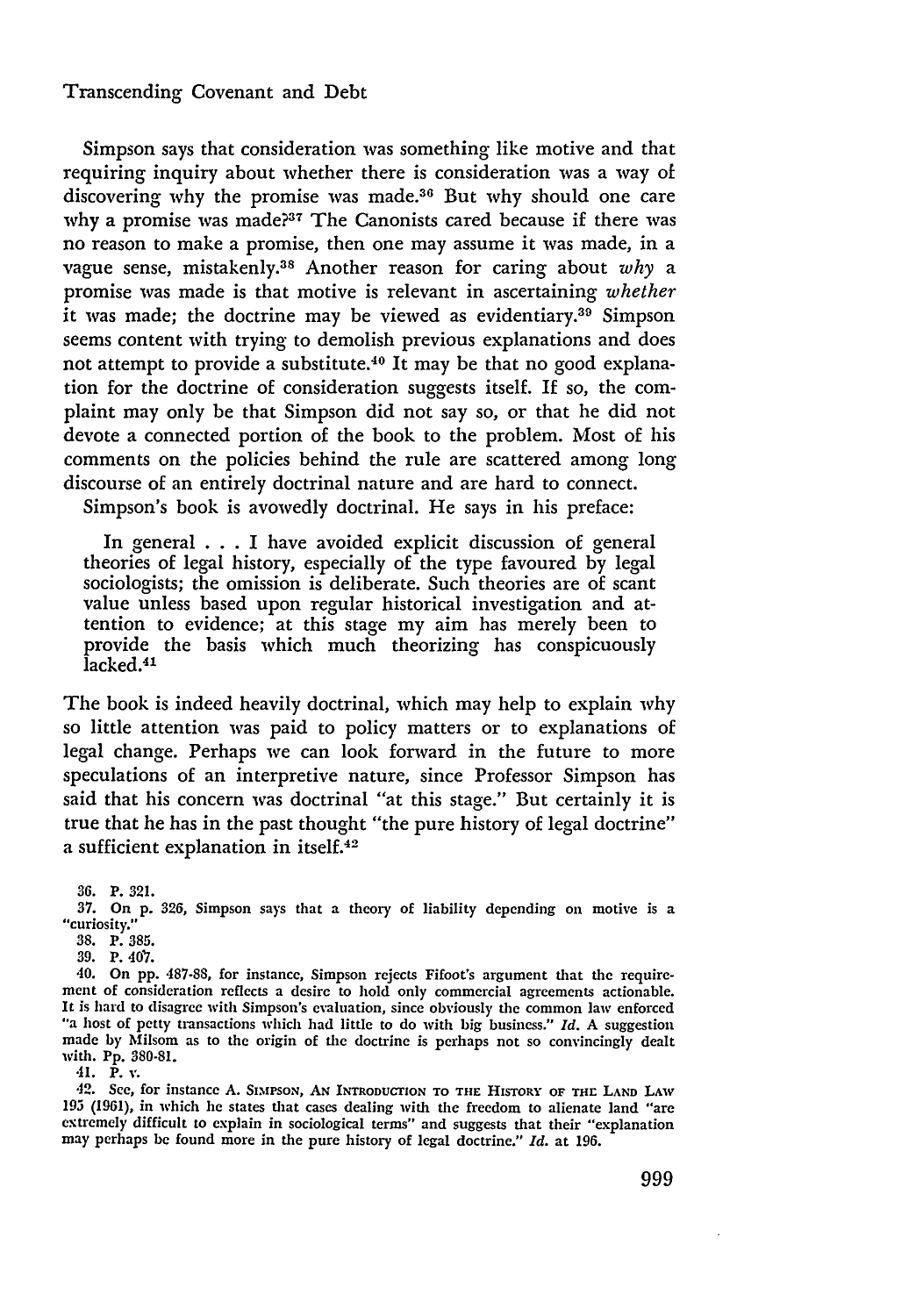Simpson says that consideration was something like motive and that requiring inquiry about whether there is consideration was a way of discovering why the promise was made.[36] But why should one care why a promise was made?[37] The Canonists cared because if there was no reason to make a promise, then one may assume it was made, in a vague sense, mistakenly.[38] Another reason for caring about *why* a promise was made is that motive is relevant in ascertaining *whether* it was made; the doctrine may be viewed as evidentiary.[39] Simpson seems content with trying to demolish previous explanations and does not attempt to provide a substitute.[40] It may be that no good explanation for the doctrine of consideration suggests itself. If so, the complaint may only be that Simpson did not say so, or that he did not devote a connected portion of the book to the problem. Most of his comments on the policies behind the rule are scattered among long discourse of an entirely doctrinal nature and are hard to connect.

Simpson's book is avowedly doctrinal. He says in his preface:

> In general . . . I have avoided explicit discussion of general theories of legal history, especially of the type favoured by legal sociologists; the omission is deliberate. Such theories are of scant value unless based upon regular historical investigation and attention to evidence; at this stage my aim has merely been to provide the basis which much theorizing has conspicuously lacked.[41]

The book is indeed heavily doctrinal, which may help to explain why so little attention was paid to policy matters or to explanations of legal change. Perhaps we can look forward in the future to more speculations of an interpretive nature, since Professor Simpson has said that his concern was doctrinal "at this stage." But certainly it is true that he has in the past thought "the pure history of legal doctrine" a sufficient explanation in itself.[42]

---

36. P. 321.

37. On p. 326, Simpson says that a theory of liability depending on motive is a "curiosity."

38. P. 385.

39. P. 407.

40. On pp. 487-88, for instance, Simpson rejects Fifoot's argument that the requirement of consideration reflects a desire to hold only commercial agreements actionable. It is hard to disagree with Simpson's evaluation, since obviously the common law enforced "a host of petty transactions which had little to do with big business." *Id.* A suggestion made by Milsom as to the origin of the doctrine is perhaps not so convincingly dealt with. Pp. 380-81.

41. P. v.

42. See, for instance A. SIMPSON, AN INTRODUCTION TO THE HISTORY OF THE LAND LAW 195 (1961), in which he states that cases dealing with the freedom to alienate land "are extremely difficult to explain in sociological terms" and suggests that their "explanation may perhaps be found more in the pure history of legal doctrine." *Id.* at 196.